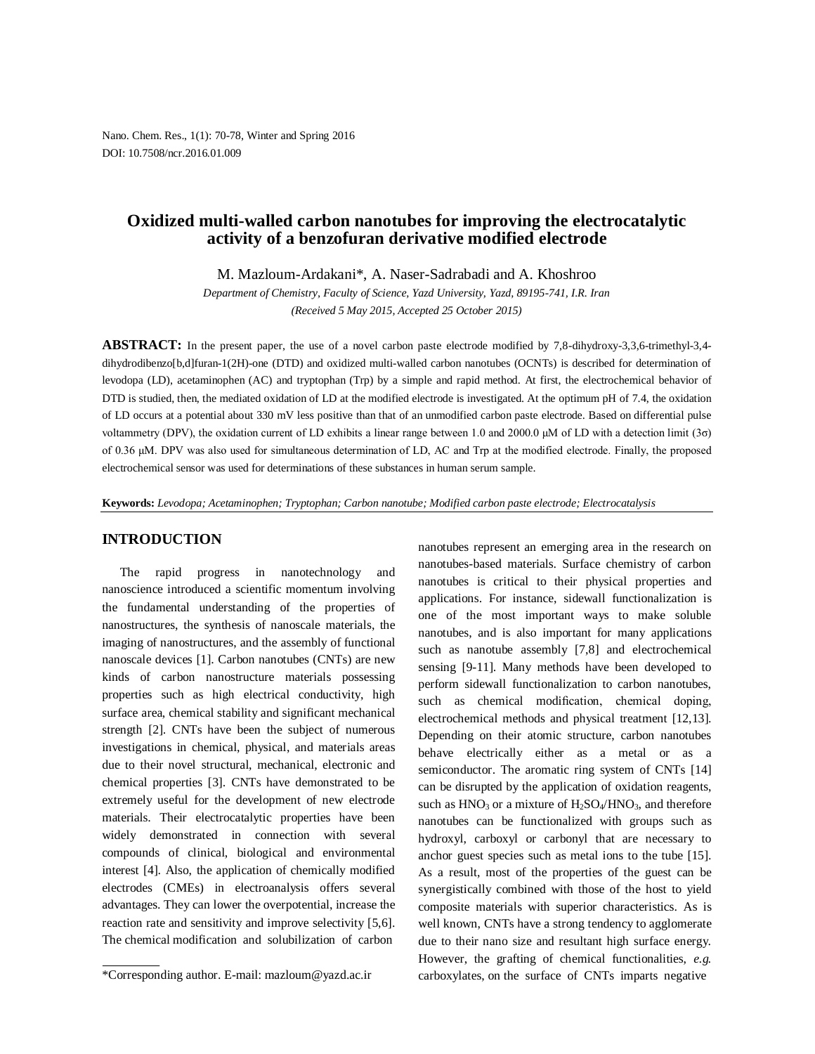# Oxidized multi-walled carbon nanotubes for improving the electrocatalytic activity of a benzofuran derivative modified electrode

M. Mazloum-Ardakani*, A. Naser-Sadrabadi and A. Khoshroo

*Department of Chemistry, Faculty of Science, Yazd University, Yazd, 89195-741, I.R. Iran*

*(Received 5 May 2015, Accepted 25 October 2015)*

**ABSTRACT:** In the present paper, the use of a novel carbon paste electrode modified by 7,8-dihydroxy-3,3,6-trimethyl-3,4-dihydrodibenzo[b,d]furan-1(2H)-one (DTD) and oxidized multi-walled carbon nanotubes (OCNTs) is described for determination of levodopa (LD), acetaminophen (AC) and tryptophan (Trp) by a simple and rapid method. At first, the electrochemical behavior of DTD is studied, then, the mediated oxidation of LD at the modified electrode is investigated. At the optimum pH of 7.4, the oxidation of LD occurs at a potential about 330 mV less positive than that of an unmodified carbon paste electrode. Based on differential pulse voltammetry (DPV), the oxidation current of LD exhibits a linear range between 1.0 and 2000.0 μM of LD with a detection limit (3σ) of 0.36 μM. DPV was also used for simultaneous determination of LD, AC and Trp at the modified electrode. Finally, the proposed electrochemical sensor was used for determinations of these substances in human serum sample.

**Keywords:** *Levodopa; Acetaminophen; Tryptophan; Carbon nanotube; Modified carbon paste electrode; Electrocatalysis*

## INTRODUCTION

The rapid progress in nanotechnology and nanoscience introduced a scientific momentum involving the fundamental understanding of the properties of nanostructures, the synthesis of nanoscale materials, the imaging of nanostructures, and the assembly of functional nanoscale devices [1]. Carbon nanotubes (CNTs) are new kinds of carbon nanostructure materials possessing properties such as high electrical conductivity, high surface area, chemical stability and significant mechanical strength [2]. CNTs have been the subject of numerous investigations in chemical, physical, and materials areas due to their novel structural, mechanical, electronic and chemical properties [3]. CNTs have demonstrated to be extremely useful for the development of new electrode materials. Their electrocatalytic properties have been widely demonstrated in connection with several compounds of clinical, biological and environmental interest [4]. Also, the application of chemically modified electrodes (CMEs) in electroanalysis offers several advantages. They can lower the overpotential, increase the reaction rate and sensitivity and improve selectivity [5,6]. The chemical modification and solubilization of carbon nanotubes represent an emerging area in the research on nanotubes-based materials. Surface chemistry of carbon nanotubes is critical to their physical properties and applications. For instance, sidewall functionalization is one of the most important ways to make soluble nanotubes, and is also important for many applications such as nanotube assembly [7,8] and electrochemical sensing [9-11]. Many methods have been developed to perform sidewall functionalization to carbon nanotubes, such as chemical modification, chemical doping, electrochemical methods and physical treatment [12,13]. Depending on their atomic structure, carbon nanotubes behave electrically either as a metal or as a semiconductor. The aromatic ring system of CNTs [14] can be disrupted by the application of oxidation reagents, such as $HNO_3$ or a mixture of $H_2SO_4/HNO_3$, and therefore nanotubes can be functionalized with groups such as hydroxyl, carboxyl or carbonyl that are necessary to anchor guest species such as metal ions to the tube [15]. As a result, most of the properties of the guest can be synergistically combined with those of the host to yield composite materials with superior characteristics. As is well known, CNTs have a strong tendency to agglomerate due to their nano size and resultant high surface energy. However, the grafting of chemical functionalities, *e.g.* carboxylates, on the surface of CNTs imparts negative

*Corresponding author. E-mail: mazloum@yazd.ac.ir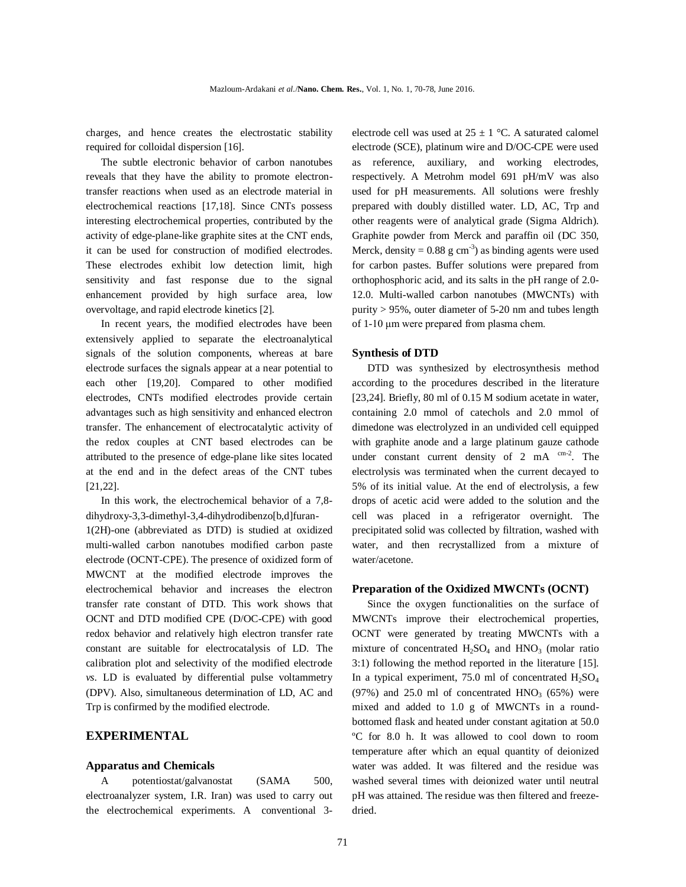charges, and hence creates the electrostatic stability required for colloidal dispersion [16].

The subtle electronic behavior of carbon nanotubes reveals that they have the ability to promote electron-transfer reactions when used as an electrode material in electrochemical reactions [17,18]. Since CNTs possess interesting electrochemical properties, contributed by the activity of edge-plane-like graphite sites at the CNT ends, it can be used for construction of modified electrodes. These electrodes exhibit low detection limit, high sensitivity and fast response due to the signal enhancement provided by high surface area, low overvoltage, and rapid electrode kinetics [2].

In recent years, the modified electrodes have been extensively applied to separate the electroanalytical signals of the solution components, whereas at bare electrode surfaces the signals appear at a near potential to each other [19,20]. Compared to other modified electrodes, CNTs modified electrodes provide certain advantages such as high sensitivity and enhanced electron transfer. The enhancement of electrocatalytic activity of the redox couples at CNT based electrodes can be attributed to the presence of edge-plane like sites located at the end and in the defect areas of the CNT tubes [21,22].

In this work, the electrochemical behavior of a 7,8-dihydroxy-3,3-dimethyl-3,4-dihydrodibenzo[b,d]furan-1(2H)-one (abbreviated as DTD) is studied at oxidized multi-walled carbon nanotubes modified carbon paste electrode (OCNT-CPE). The presence of oxidized form of MWCNT at the modified electrode improves the electrochemical behavior and increases the electron transfer rate constant of DTD. This work shows that OCNT and DTD modified CPE (D/OC-CPE) with good redox behavior and relatively high electron transfer rate constant are suitable for electrocatalysis of LD. The calibration plot and selectivity of the modified electrode *vs*. LD is evaluated by differential pulse voltammetry (DPV). Also, simultaneous determination of LD, AC and Trp is confirmed by the modified electrode.

## EXPERIMENTAL

### Apparatus and Chemicals

A potentiostat/galvanostat (SAMA 500, electroanalyzer system, I.R. Iran) was used to carry out the electrochemical experiments. A conventional 3-electrode cell was used at 25 ± 1 °C. A saturated calomel electrode (SCE), platinum wire and D/OC-CPE were used as reference, auxiliary, and working electrodes, respectively. A Metrohm model 691 pH/mV was also used for pH measurements. All solutions were freshly prepared with doubly distilled water. LD, AC, Trp and other reagents were of analytical grade (Sigma Aldrich). Graphite powder from Merck and paraffin oil (DC 350, Merck, density = 0.88 g $cm^{-3}$) as binding agents were used for carbon pastes. Buffer solutions were prepared from orthophosphoric acid, and its salts in the pH range of 2.0-12.0. Multi-walled carbon nanotubes (MWCNTs) with purity > 95%, outer diameter of 5-20 nm and tubes length of 1-10 μm were prepared from plasma chem.

### Synthesis of DTD

DTD was synthesized by electrosynthesis method according to the procedures described in the literature [23,24]. Briefly, 80 ml of 0.15 M sodium acetate in water, containing 2.0 mmol of catechols and 2.0 mmol of dimedone was electrolyzed in an undivided cell equipped with graphite anode and a large platinum gauze cathode under constant current density of 2 mA $^{cm-2}$. The electrolysis was terminated when the current decayed to 5% of its initial value. At the end of electrolysis, a few drops of acetic acid were added to the solution and the cell was placed in a refrigerator overnight. The precipitated solid was collected by filtration, washed with water, and then recrystallized from a mixture of water/acetone.

### Preparation of the Oxidized MWCNTs (OCNT)

Since the oxygen functionalities on the surface of MWCNTs improve their electrochemical properties, OCNT were generated by treating MWCNTs with a mixture of concentrated $H_2SO_4$ and $HNO_3$ (molar ratio 3:1) following the method reported in the literature [15]. In a typical experiment, 75.0 ml of concentrated $H_2SO_4$ (97%) and 25.0 ml of concentrated $HNO_3$ (65%) were mixed and added to 1.0 g of MWCNTs in a round-bottomed flask and heated under constant agitation at 50.0 ºC for 8.0 h. It was allowed to cool down to room temperature after which an equal quantity of deionized water was added. It was filtered and the residue was washed several times with deionized water until neutral pH was attained. The residue was then filtered and freeze-dried.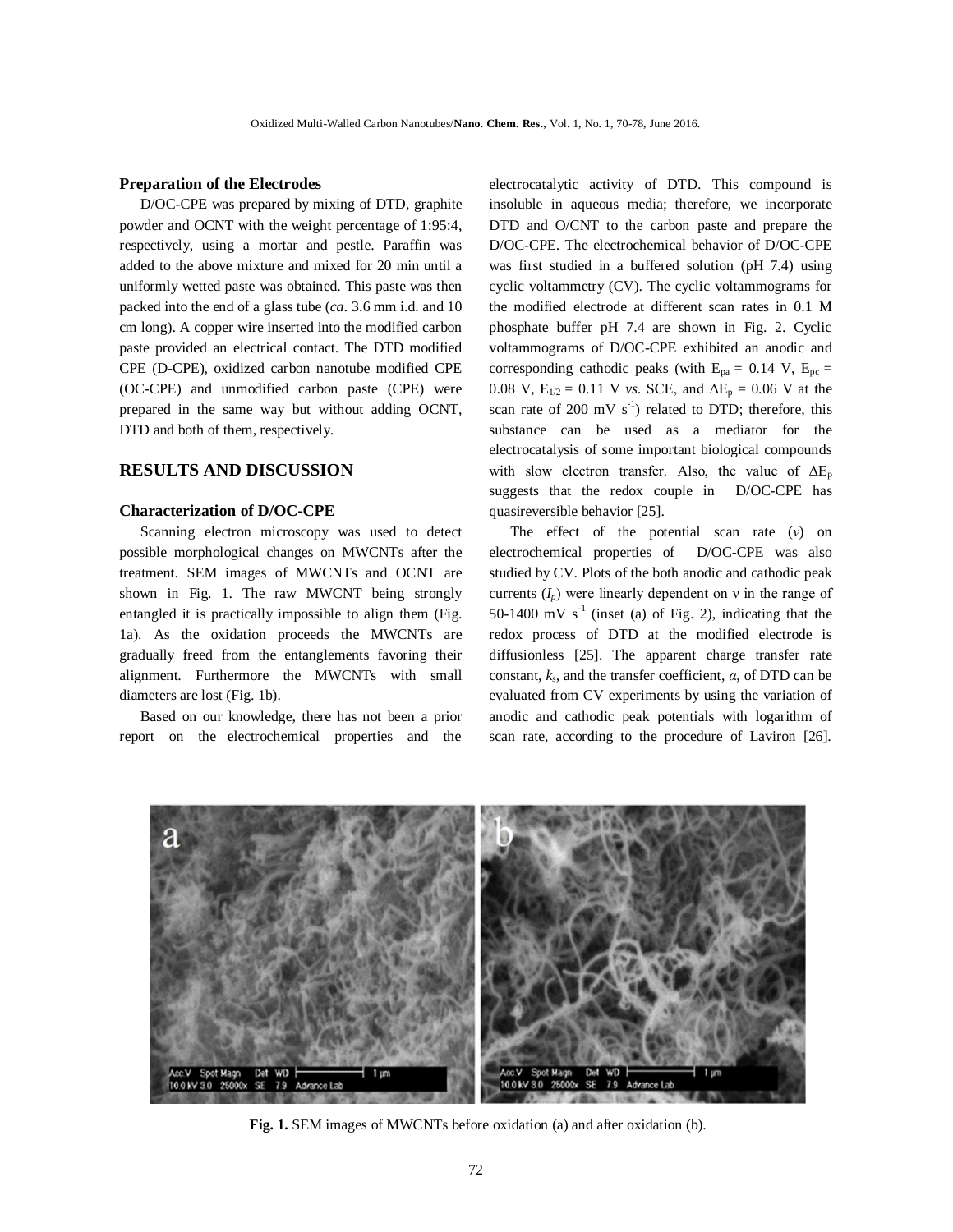### Preparation of the Electrodes

D/OC-CPE was prepared by mixing of DTD, graphite powder and OCNT with the weight percentage of 1:95:4, respectively, using a mortar and pestle. Paraffin was added to the above mixture and mixed for 20 min until a uniformly wetted paste was obtained. This paste was then packed into the end of a glass tube (*ca*. 3.6 mm i.d. and 10 cm long). A copper wire inserted into the modified carbon paste provided an electrical contact. The DTD modified CPE (D-CPE), oxidized carbon nanotube modified CPE (OC-CPE) and unmodified carbon paste (CPE) were prepared in the same way but without adding OCNT, DTD and both of them, respectively.

## RESULTS AND DISCUSSION

### Characterization of D/OC-CPE

Scanning electron microscopy was used to detect possible morphological changes on MWCNTs after the treatment. SEM images of MWCNTs and OCNT are shown in Fig. 1. The raw MWCNT being strongly entangled it is practically impossible to align them (Fig. 1a). As the oxidation proceeds the MWCNTs are gradually freed from the entanglements favoring their alignment. Furthermore the MWCNTs with small diameters are lost (Fig. 1b).

Based on our knowledge, there has not been a prior report on the electrochemical properties and the electrocatalytic activity of DTD. This compound is insoluble in aqueous media; therefore, we incorporate DTD and O/CNT to the carbon paste and prepare the D/OC-CPE. The electrochemical behavior of D/OC-CPE was first studied in a buffered solution (pH 7.4) using cyclic voltammetry (CV). The cyclic voltammograms for the modified electrode at different scan rates in 0.1 M phosphate buffer pH 7.4 are shown in Fig. 2. Cyclic voltammograms of D/OC-CPE exhibited an anodic and corresponding cathodic peaks (with $E_{pa}$ = 0.14 V, $E_{pc}$ = 0.08 V, $E_{1/2}$ = 0.11 V *vs*. SCE, and $\Delta E_p$ = 0.06 V at the scan rate of 200 mV $s^{-1}$) related to DTD; therefore, this substance can be used as a mediator for the electrocatalysis of some important biological compounds with slow electron transfer. Also, the value of $\Delta E_p$ suggests that the redox couple in D/OC-CPE has quasireversible behavior [25].

The effect of the potential scan rate ($v$) on electrochemical properties of D/OC-CPE was also studied by CV. Plots of the both anodic and cathodic peak currents ($I_p$) were linearly dependent on $v$ in the range of 50-1400 mV $s^{-1}$ (inset (a) of Fig. 2), indicating that the redox process of DTD at the modified electrode is diffusionless [25]. The apparent charge transfer rate constant, $k_s$, and the transfer coefficient, $\alpha$, of DTD can be evaluated from CV experiments by using the variation of anodic and cathodic peak potentials with logarithm of scan rate, according to the procedure of Laviron [26].

**Fig. 1.** SEM images of MWCNTs before oxidation (a) and after oxidation (b).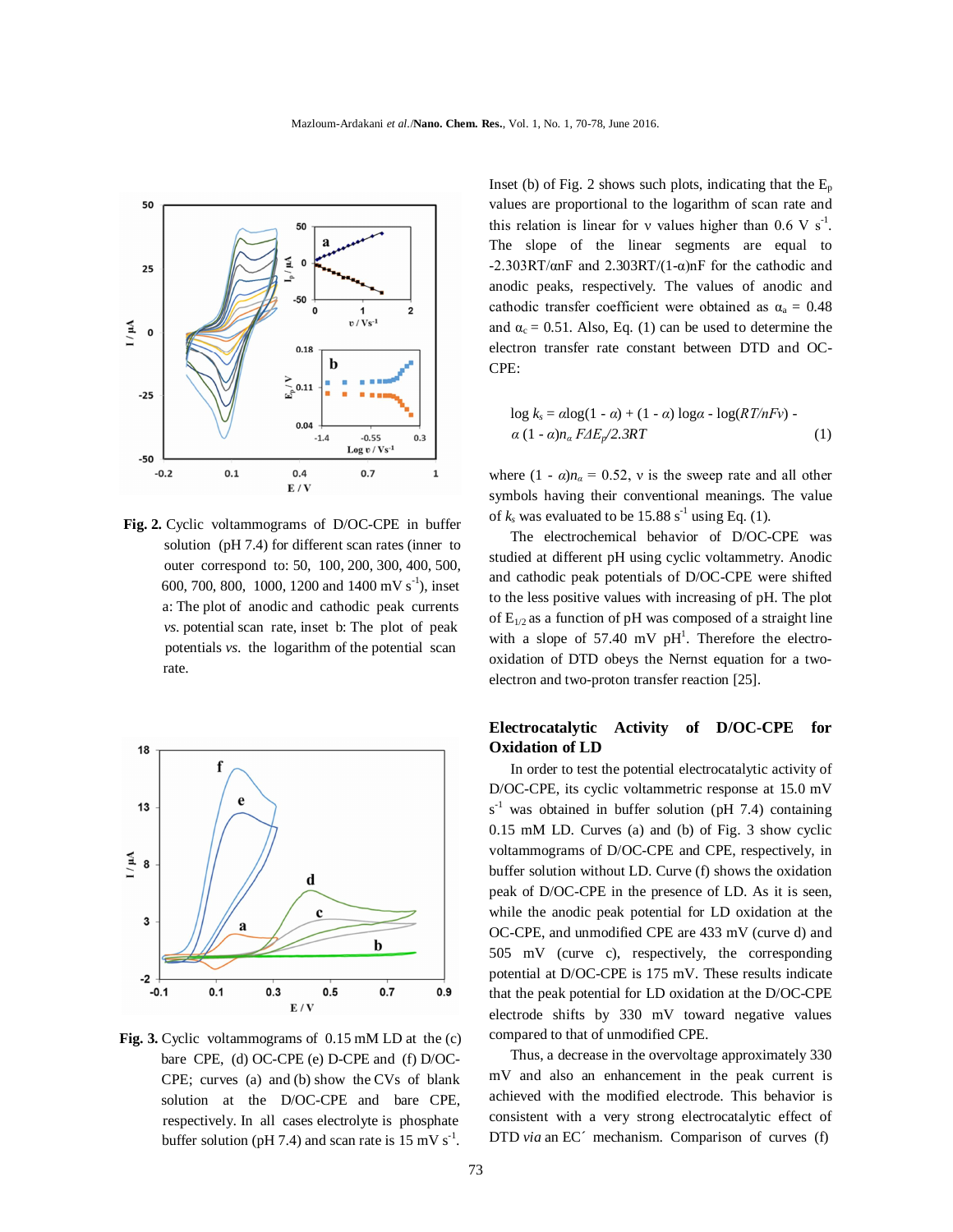**Fig. 2.** Cyclic voltammograms of D/OC-CPE in buffer solution (pH 7.4) for different scan rates (inner to outer correspond to: 50, 100, 200, 300, 400, 500, 600, 700, 800, 1000, 1200 and 1400 mV $s^{-1}$), inset a: The plot of anodic and cathodic peak currents *vs.* potential scan rate, inset b: The plot of peak potentials *vs.* the logarithm of the potential scan rate.

**Fig. 3.** Cyclic voltammograms of 0.15 mM LD at the (c) bare CPE, (d) OC-CPE (e) D-CPE and (f) D/OC-CPE; curves (a) and (b) show the CVs of blank solution at the D/OC-CPE and bare CPE, respectively. In all cases electrolyte is phosphate buffer solution (pH 7.4) and scan rate is 15 mV $s^{-1}$.

Inset (b) of Fig. 2 shows such plots, indicating that the $E_p$ values are proportional to the logarithm of scan rate and this relation is linear for ν values higher than 0.6 V $s^{-1}$. The slope of the linear segments are equal to $-2.303RT/\alpha nF$ and $2.303RT/(1-\alpha)nF$ for the cathodic and anodic peaks, respectively. The values of anodic and cathodic transfer coefficient were obtained as $\alpha_a = 0.48$ and $\alpha_c = 0.51$. Also, Eq. (1) can be used to determine the electron transfer rate constant between DTD and OC-CPE:

$$\log k_s = \alpha\log(1 - \alpha) + (1 - \alpha)\log\alpha - \log(RT/nF\nu) - \alpha(1 - \alpha)n_\alpha F\Delta E_p/2.3RT \quad (1)$$

where $(1 - \alpha)n_\alpha = 0.52$, ν is the sweep rate and all other symbols having their conventional meanings. The value of $k_s$ was evaluated to be 15.88 $s^{-1}$ using Eq. (1).

The electrochemical behavior of D/OC-CPE was studied at different pH using cyclic voltammetry. Anodic and cathodic peak potentials of D/OC-CPE were shifted to the less positive values with increasing of pH. The plot of $E_{1/2}$ as a function of pH was composed of a straight line with a slope of 57.40 mV $pH^1$. Therefore the electro-oxidation of DTD obeys the Nernst equation for a two-electron and two-proton transfer reaction [25].

## Electrocatalytic Activity of D/OC-CPE for Oxidation of LD

In order to test the potential electrocatalytic activity of D/OC-CPE, its cyclic voltammetric response at 15.0 mV $s^{-1}$ was obtained in buffer solution (pH 7.4) containing 0.15 mM LD. Curves (a) and (b) of Fig. 3 show cyclic voltammograms of D/OC-CPE and CPE, respectively, in buffer solution without LD. Curve (f) shows the oxidation peak of D/OC-CPE in the presence of LD. As it is seen, while the anodic peak potential for LD oxidation at the OC-CPE, and unmodified CPE are 433 mV (curve d) and 505 mV (curve c), respectively, the corresponding potential at D/OC-CPE is 175 mV. These results indicate that the peak potential for LD oxidation at the D/OC-CPE electrode shifts by 330 mV toward negative values compared to that of unmodified CPE.

Thus, a decrease in the overvoltage approximately 330 mV and also an enhancement in the peak current is achieved with the modified electrode. This behavior is consistent with a very strong electrocatalytic effect of DTD *via* an EC´ mechanism. Comparison of curves (f)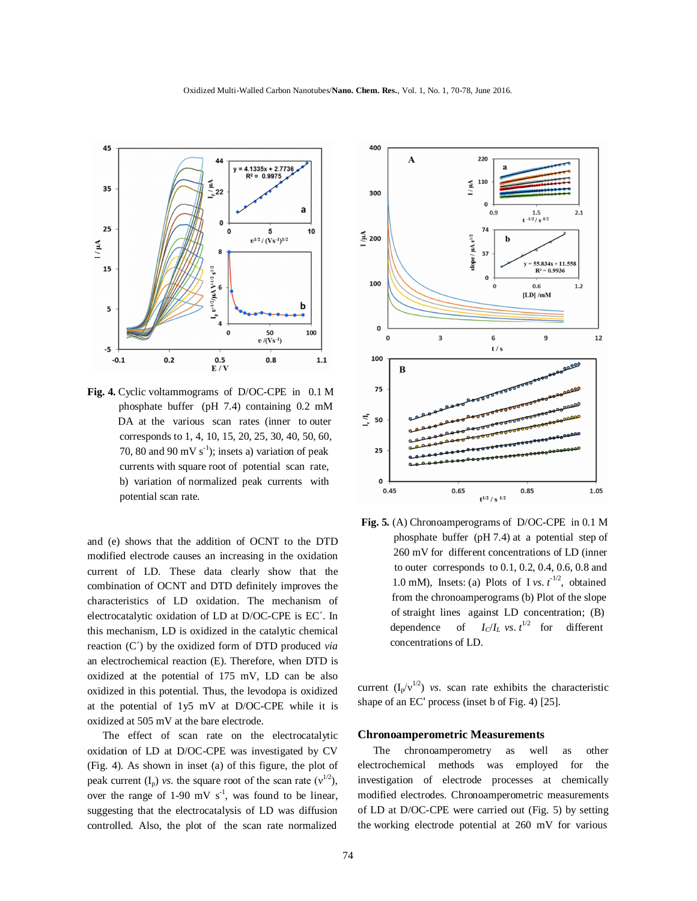**Fig. 4.** Cyclic voltammograms of D/OC-CPE in 0.1 M phosphate buffer (pH 7.4) containing 0.2 mM DA at the various scan rates (inner to outer corresponds to 1, 4, 10, 15, 20, 25, 30, 40, 50, 60, 70, 80 and 90 mV s$^{-1}$); insets a) variation of peak currents with square root of potential scan rate, b) variation of normalized peak currents with potential scan rate.

**Fig. 5.** (A) Chronoamperograms of D/OC-CPE in 0.1 M phosphate buffer (pH 7.4) at a potential step of 260 mV for different concentrations of LD (inner to outer corresponds to 0.1, 0.2, 0.4, 0.6, 0.8 and 1.0 mM), Insets: (a) Plots of I *vs.* $t^{-1/2}$, obtained from the chronoamperograms (b) Plot of the slope of straight lines against LD concentration; (B) dependence of $I_C/I_L$ *vs.* $t^{1/2}$ for different concentrations of LD.

and (e) shows that the addition of OCNT to the DTD modified electrode causes an increasing in the oxidation current of LD. These data clearly show that the combination of OCNT and DTD definitely improves the characteristics of LD oxidation. The mechanism of electrocatalytic oxidation of LD at D/OC-CPE is EC´. In this mechanism, LD is oxidized in the catalytic chemical reaction (C´) by the oxidized form of DTD produced *via* an electrochemical reaction (E). Therefore, when DTD is oxidized at the potential of 175 mV, LD can be also oxidized in this potential. Thus, the levodopa is oxidized at the potential of 1y5 mV at D/OC-CPE while it is oxidized at 505 mV at the bare electrode.

The effect of scan rate on the electrocatalytic oxidation of LD at D/OC-CPE was investigated by CV (Fig. 4). As shown in inset (a) of this figure, the plot of peak current ($I_p$) *vs.* the square root of the scan rate ($v^{1/2}$), over the range of 1-90 mV s$^{-1}$, was found to be linear, suggesting that the electrocatalysis of LD was diffusion controlled. Also, the plot of the scan rate normalized current ($I_p/v^{1/2}$) *vs.* scan rate exhibits the characteristic shape of an EC' process (inset b of Fig. 4) [25].

## Chronoamperometric Measurements

The chronoamperometry as well as other electrochemical methods was employed for the investigation of electrode processes at chemically modified electrodes. Chronoamperometric measurements of LD at D/OC-CPE were carried out (Fig. 5) by setting the working electrode potential at 260 mV for various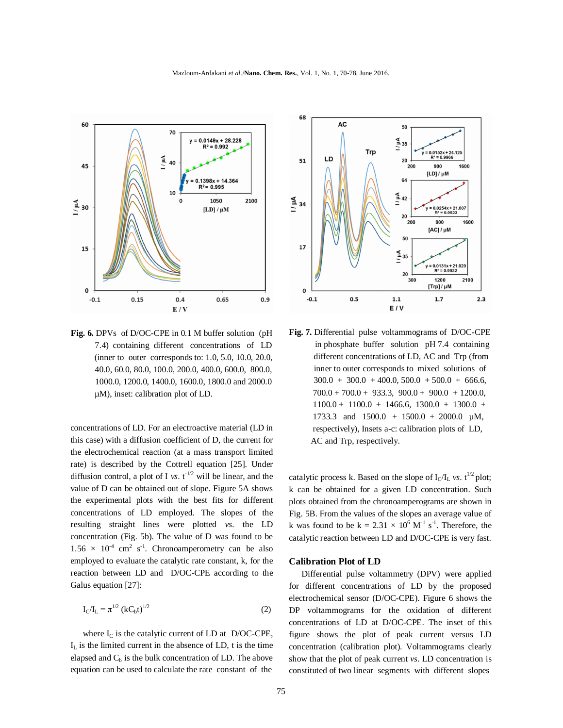**Fig. 6.** DPVs of D/OC-CPE in 0.1 M buffer solution (pH 7.4) containing different concentrations of LD (inner to outer corresponds to: 1.0, 5.0, 10.0, 20.0, 40.0, 60.0, 80.0, 100.0, 200.0, 400.0, 600.0, 800.0, 1000.0, 1200.0, 1400.0, 1600.0, 1800.0 and 2000.0 µM), inset: calibration plot of LD.

**Fig. 7.** Differential pulse voltammograms of D/OC-CPE in phosphate buffer solution pH 7.4 containing different concentrations of LD, AC and Trp (from inner to outer corresponds to mixed solutions of 300.0 + 300.0 + 400.0, 500.0 + 500.0 + 666.6, 700.0 + 700.0 + 933.3, 900.0 + 900.0 + 1200.0, 1100.0 + 1100.0 + 1466.6, 1300.0 + 1300.0 + 1733.3 and 1500.0 + 1500.0 + 2000.0 µM, respectively), Insets a-c: calibration plots of LD, AC and Trp, respectively.

concentrations of LD. For an electroactive material (LD in this case) with a diffusion coefficient of D, the current for the electrochemical reaction (at a mass transport limited rate) is described by the Cottrell equation [25]. Under diffusion control, a plot of I *vs.* $t^{-1/2}$ will be linear, and the value of D can be obtained out of slope. Figure 5A shows the experimental plots with the best fits for different concentrations of LD employed. The slopes of the resulting straight lines were plotted *vs.* the LD concentration (Fig. 5b). The value of D was found to be $1.56 \times 10^{-4}$ cm$^2$ s$^{-1}$. Chronoamperometry can be also employed to evaluate the catalytic rate constant, k, for the reaction between LD and D/OC-CPE according to the Galus equation [27]:

$$I_C/I_L = \pi^{1/2} (kC_b t)^{1/2} \qquad (2)$$

where $I_C$ is the catalytic current of LD at D/OC-CPE, $I_L$ is the limited current in the absence of LD, t is the time elapsed and $C_b$ is the bulk concentration of LD. The above equation can be used to calculate the rate constant of the catalytic process k. Based on the slope of $I_C/I_L$ *vs.* $t^{1/2}$ plot; k can be obtained for a given LD concentration. Such plots obtained from the chronoamperograms are shown in Fig. 5B. From the values of the slopes an average value of k was found to be $k = 2.31 \times 10^6$ M$^{-1}$ s$^{-1}$. Therefore, the catalytic reaction between LD and D/OC-CPE is very fast.

## Calibration Plot of LD

Differential pulse voltammetry (DPV) were applied for different concentrations of LD by the proposed electrochemical sensor (D/OC-CPE). Figure 6 shows the DP voltammograms for the oxidation of different concentrations of LD at D/OC-CPE. The inset of this figure shows the plot of peak current versus LD concentration (calibration plot). Voltammograms clearly show that the plot of peak current *vs.* LD concentration is constituted of two linear segments with different slopes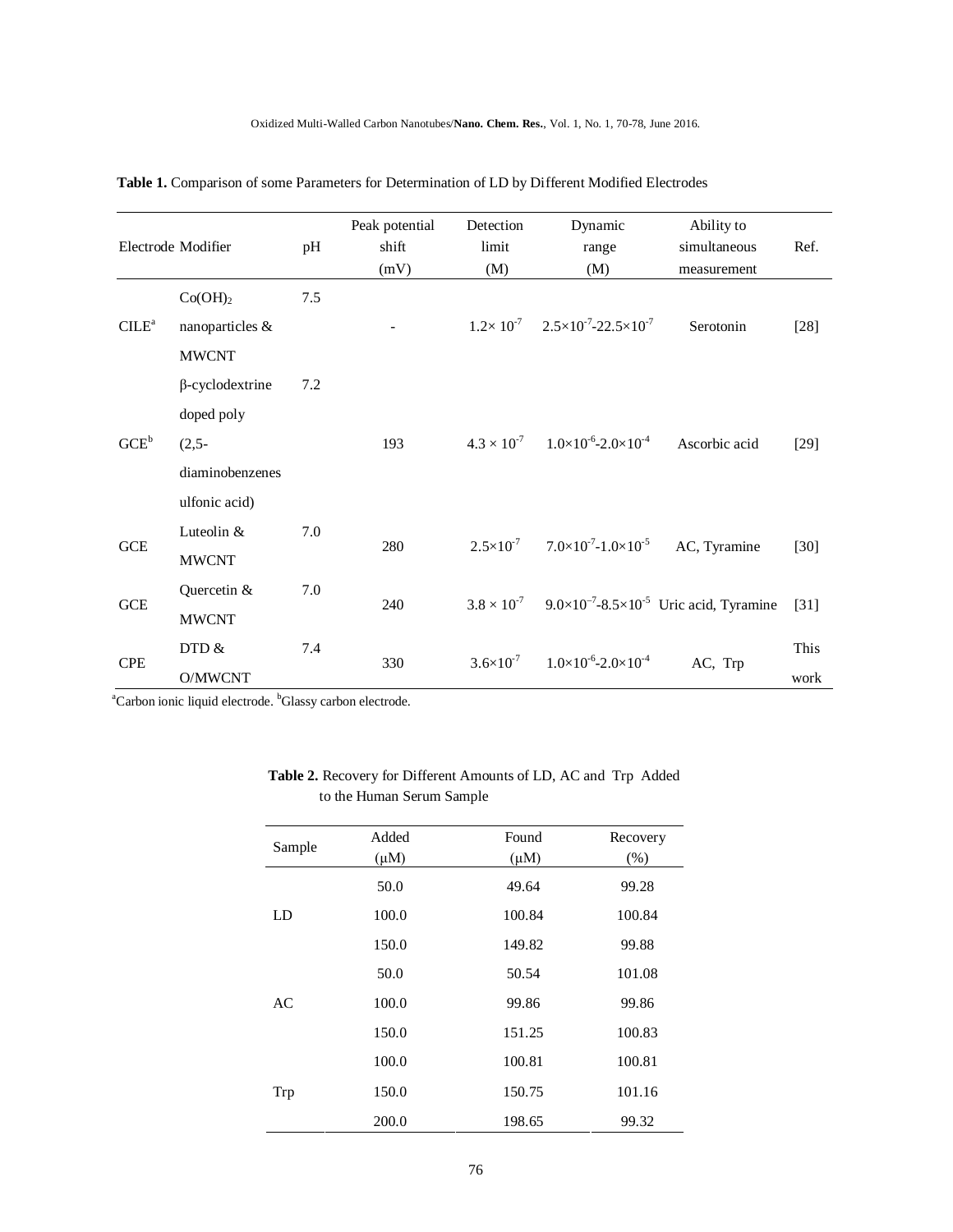**Table 1.** Comparison of some Parameters for Determination of LD by Different Modified Electrodes

| Electrode | Modifier | pH | Peak potential shift (mV) | Detection limit (M) | Dynamic range (M) | Ability to simultaneous measurement | Ref. |
|---|---|---|---|---|---|---|---|
| CILE[a] | $Co(OH)_2$ nanoparticles & MWCNT | 7.5 | - | $1.2\times 10^{-7}$ | $2.5\times10^{-7}$-$22.5\times10^{-7}$ | Serotonin | [28] |
| GCE[b] | β-cyclodextrine doped poly (2,5-diaminobenzenesulfonic acid) | 7.2 | 193 | $4.3\times 10^{-7}$ | $1.0\times10^{-6}$-$2.0\times10^{-4}$ | Ascorbic acid | [29] |
| GCE | Luteolin & MWCNT | 7.0 | 280 | $2.5\times10^{-7}$ | $7.0\times10^{-7}$-$1.0\times10^{-5}$ | AC, Tyramine | [30] |
| GCE | Quercetin & MWCNT | 7.0 | 240 | $3.8\times 10^{-7}$ | $9.0\times10^{-7}$-$8.5\times10^{-5}$ | Uric acid, Tyramine | [31] |
| CPE | DTD & O/MWCNT | 7.4 | 330 | $3.6\times10^{-7}$ | $1.0\times10^{-6}$-$2.0\times10^{-4}$ | AC, Trp | This work |

[a]Carbon ionic liquid electrode. [b]Glassy carbon electrode.

**Table 2.** Recovery for Different Amounts of LD, AC and Trp Added to the Human Serum Sample

| Sample | Added (μM) | Found (μM) | Recovery (%) |
|---|---|---|---|
| | 50.0 | 49.64 | 99.28 |
| LD | 100.0 | 100.84 | 100.84 |
| | 150.0 | 149.82 | 99.88 |
| | 50.0 | 50.54 | 101.08 |
| AC | 100.0 | 99.86 | 99.86 |
| | 150.0 | 151.25 | 100.83 |
| | 100.0 | 100.81 | 100.81 |
| Trp | 150.0 | 150.75 | 101.16 |
| | 200.0 | 198.65 | 99.32 |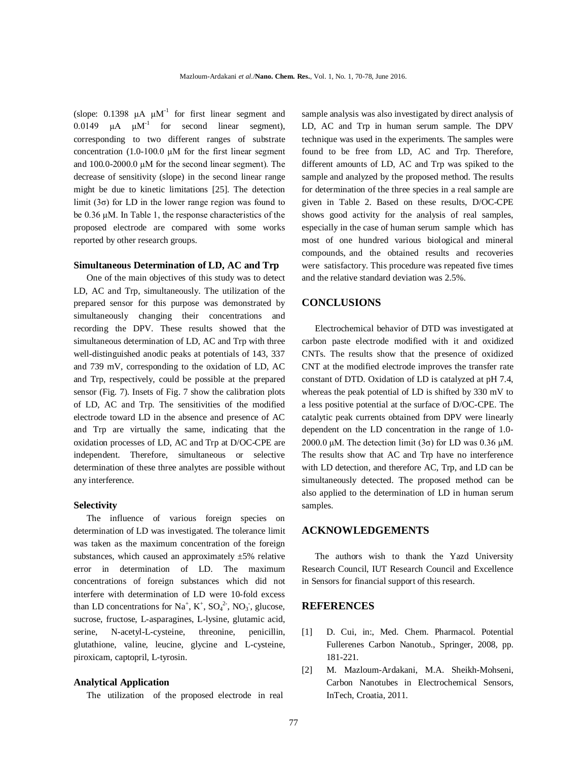(slope: 0.1398 μA μM$^{-1}$ for first linear segment and 0.0149 μA μM$^{-1}$ for second linear segment), corresponding to two different ranges of substrate concentration (1.0-100.0 μM for the first linear segment and 100.0-2000.0 μM for the second linear segment). The decrease of sensitivity (slope) in the second linear range might be due to kinetic limitations [25]. The detection limit (3σ) for LD in the lower range region was found to be 0.36 μM. In Table 1, the response characteristics of the proposed electrode are compared with some works reported by other research groups.

### Simultaneous Determination of LD, AC and Trp

One of the main objectives of this study was to detect LD, AC and Trp, simultaneously. The utilization of the prepared sensor for this purpose was demonstrated by simultaneously changing their concentrations and recording the DPV. These results showed that the simultaneous determination of LD, AC and Trp with three well-distinguished anodic peaks at potentials of 143, 337 and 739 mV, corresponding to the oxidation of LD, AC and Trp, respectively, could be possible at the prepared sensor (Fig. 7). Insets of Fig. 7 show the calibration plots of LD, AC and Trp. The sensitivities of the modified electrode toward LD in the absence and presence of AC and Trp are virtually the same, indicating that the oxidation processes of LD, AC and Trp at D/OC-CPE are independent. Therefore, simultaneous or selective determination of these three analytes are possible without any interference.

### Selectivity

The influence of various foreign species on determination of LD was investigated. The tolerance limit was taken as the maximum concentration of the foreign substances, which caused an approximately ±5% relative error in determination of LD. The maximum concentrations of foreign substances which did not interfere with determination of LD were 10-fold excess than LD concentrations for $Na^+$, $K^+$, $SO_4^{2-}$, $NO_3^-$, glucose, sucrose, fructose, L-asparagines, L-lysine, glutamic acid, serine, N-acetyl-L-cysteine, threonine, penicillin, glutathione, valine, leucine, glycine and L-cysteine, piroxicam, captopril, L-tyrosin.

### Analytical Application

The utilization of the proposed electrode in real sample analysis was also investigated by direct analysis of LD, AC and Trp in human serum sample. The DPV technique was used in the experiments. The samples were found to be free from LD, AC and Trp. Therefore, different amounts of LD, AC and Trp was spiked to the sample and analyzed by the proposed method. The results for determination of the three species in a real sample are given in Table 2. Based on these results, D/OC-CPE shows good activity for the analysis of real samples, especially in the case of human serum sample which has most of one hundred various biological and mineral compounds, and the obtained results and recoveries were satisfactory. This procedure was repeated five times and the relative standard deviation was 2.5%.

## CONCLUSIONS

Electrochemical behavior of DTD was investigated at carbon paste electrode modified with it and oxidized CNTs. The results show that the presence of oxidized CNT at the modified electrode improves the transfer rate constant of DTD. Oxidation of LD is catalyzed at pH 7.4, whereas the peak potential of LD is shifted by 330 mV to a less positive potential at the surface of D/OC-CPE. The catalytic peak currents obtained from DPV were linearly dependent on the LD concentration in the range of 1.0-2000.0 μM. The detection limit (3σ) for LD was 0.36 μM. The results show that AC and Trp have no interference with LD detection, and therefore AC, Trp, and LD can be simultaneously detected. The proposed method can be also applied to the determination of LD in human serum samples.

## ACKNOWLEDGEMENTS

The authors wish to thank the Yazd University Research Council, IUT Research Council and Excellence in Sensors for financial support of this research.

## REFERENCES

[1] D. Cui, in:, Med. Chem. Pharmacol. Potential Fullerenes Carbon Nanotub., Springer, 2008, pp. 181-221.

[2] M. Mazloum-Ardakani, M.A. Sheikh-Mohseni, Carbon Nanotubes in Electrochemical Sensors, InTech, Croatia, 2011.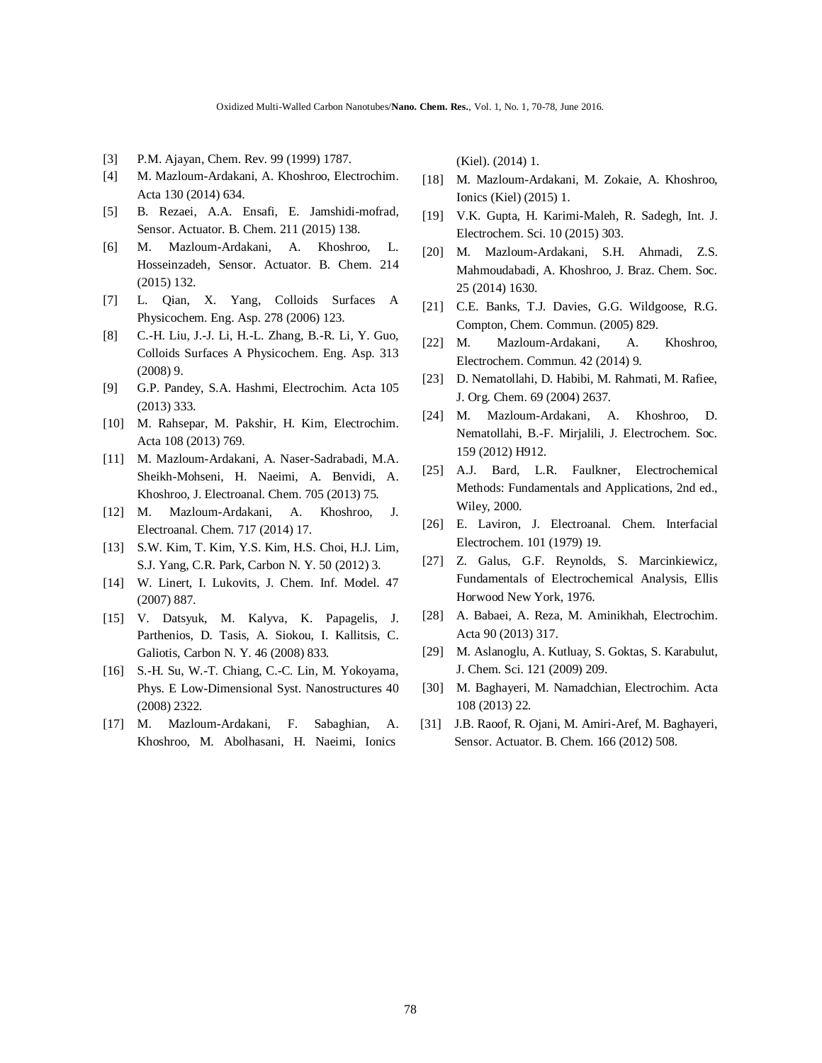[3] P.M. Ajayan, Chem. Rev. 99 (1999) 1787.

[4] M. Mazloum-Ardakani, A. Khoshroo, Electrochim. Acta 130 (2014) 634.

[5] B. Rezaei, A.A. Ensafi, E. Jamshidi-mofrad, Sensor. Actuator. B. Chem. 211 (2015) 138.

[6] M. Mazloum-Ardakani, A. Khoshroo, L. Hosseinzadeh, Sensor. Actuator. B. Chem. 214 (2015) 132.

[7] L. Qian, X. Yang, Colloids Surfaces A Physicochem. Eng. Asp. 278 (2006) 123.

[8] C.-H. Liu, J.-J. Li, H.-L. Zhang, B.-R. Li, Y. Guo, Colloids Surfaces A Physicochem. Eng. Asp. 313 (2008) 9.

[9] G.P. Pandey, S.A. Hashmi, Electrochim. Acta 105 (2013) 333.

[10] M. Rahsepar, M. Pakshir, H. Kim, Electrochim. Acta 108 (2013) 769.

[11] M. Mazloum-Ardakani, A. Naser-Sadrabadi, M.A. Sheikh-Mohseni, H. Naeimi, A. Benvidi, A. Khoshroo, J. Electroanal. Chem. 705 (2013) 75.

[12] M. Mazloum-Ardakani, A. Khoshroo, J. Electroanal. Chem. 717 (2014) 17.

[13] S.W. Kim, T. Kim, Y.S. Kim, H.S. Choi, H.J. Lim, S.J. Yang, C.R. Park, Carbon N. Y. 50 (2012) 3.

[14] W. Linert, I. Lukovits, J. Chem. Inf. Model. 47 (2007) 887.

[15] V. Datsyuk, M. Kalyva, K. Papagelis, J. Parthenios, D. Tasis, A. Siokou, I. Kallitsis, C. Galiotis, Carbon N. Y. 46 (2008) 833.

[16] S.-H. Su, W.-T. Chiang, C.-C. Lin, M. Yokoyama, Phys. E Low-Dimensional Syst. Nanostructures 40 (2008) 2322.

[17] M. Mazloum-Ardakani, F. Sabaghian, A. Khoshroo, M. Abolhasani, H. Naeimi, Ionics (Kiel). (2014) 1.

[18] M. Mazloum-Ardakani, M. Zokaie, A. Khoshroo, Ionics (Kiel) (2015) 1.

[19] V.K. Gupta, H. Karimi-Maleh, R. Sadegh, Int. J. Electrochem. Sci. 10 (2015) 303.

[20] M. Mazloum-Ardakani, S.H. Ahmadi, Z.S. Mahmoudabadi, A. Khoshroo, J. Braz. Chem. Soc. 25 (2014) 1630.

[21] C.E. Banks, T.J. Davies, G.G. Wildgoose, R.G. Compton, Chem. Commun. (2005) 829.

[22] M. Mazloum-Ardakani, A. Khoshroo, Electrochem. Commun. 42 (2014) 9.

[23] D. Nematollahi, D. Habibi, M. Rahmati, M. Rafiee, J. Org. Chem. 69 (2004) 2637.

[24] M. Mazloum-Ardakani, A. Khoshroo, D. Nematollahi, B.-F. Mirjalili, J. Electrochem. Soc. 159 (2012) H912.

[25] A.J. Bard, L.R. Faulkner, Electrochemical Methods: Fundamentals and Applications, 2nd ed., Wiley, 2000.

[26] E. Laviron, J. Electroanal. Chem. Interfacial Electrochem. 101 (1979) 19.

[27] Z. Galus, G.F. Reynolds, S. Marcinkiewicz, Fundamentals of Electrochemical Analysis, Ellis Horwood New York, 1976.

[28] A. Babaei, A. Reza, M. Aminikhah, Electrochim. Acta 90 (2013) 317.

[29] M. Aslanoglu, A. Kutluay, S. Goktas, S. Karabulut, J. Chem. Sci. 121 (2009) 209.

[30] M. Baghayeri, M. Namadchian, Electrochim. Acta 108 (2013) 22.

[31] J.B. Raoof, R. Ojani, M. Amiri-Aref, M. Baghayeri, Sensor. Actuator. B. Chem. 166 (2012) 508.